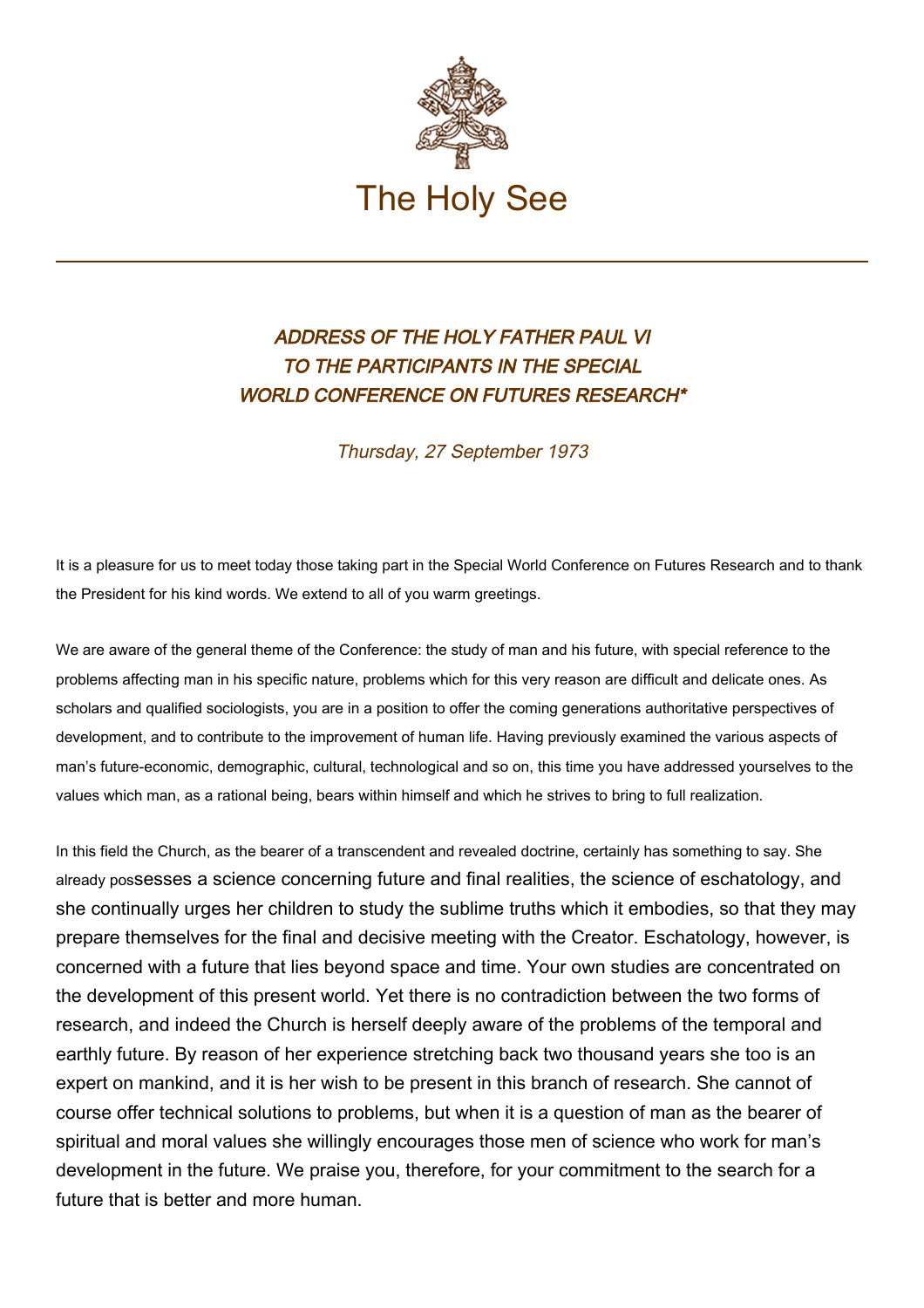# The Holy See

### *ADDRESS OF THE HOLY FATHER PAUL VI TO THE PARTICIPANTS IN THE SPECIAL WORLD CONFERENCE ON FUTURES RESEARCH**

*Thursday, 27 September 1973*

It is a pleasure for us to meet today those taking part in the Special World Conference on Futures Research and to thank the President for his kind words. We extend to all of you warm greetings.

We are aware of the general theme of the Conference: the study of man and his future, with special reference to the problems affecting man in his specific nature, problems which for this very reason are difficult and delicate ones. As scholars and qualified sociologists, you are in a position to offer the coming generations authoritative perspectives of development, and to contribute to the improvement of human life. Having previously examined the various aspects of man's future-economic, demographic, cultural, technological and so on, this time you have addressed yourselves to the values which man, as a rational being, bears within himself and which he strives to bring to full realization.

In this field the Church, as the bearer of a transcendent and revealed doctrine, certainly has something to say. She already possesses a science concerning future and final realities, the science of eschatology, and she continually urges her children to study the sublime truths which it embodies, so that they may prepare themselves for the final and decisive meeting with the Creator. Eschatology, however, is concerned with a future that lies beyond space and time. Your own studies are concentrated on the development of this present world. Yet there is no contradiction between the two forms of research, and indeed the Church is herself deeply aware of the problems of the temporal and earthly future. By reason of her experience stretching back two thousand years she too is an expert on mankind, and it is her wish to be present in this branch of research. She cannot of course offer technical solutions to problems, but when it is a question of man as the bearer of spiritual and moral values she willingly encourages those men of science who work for man's development in the future. We praise you, therefore, for your commitment to the search for a future that is better and more human.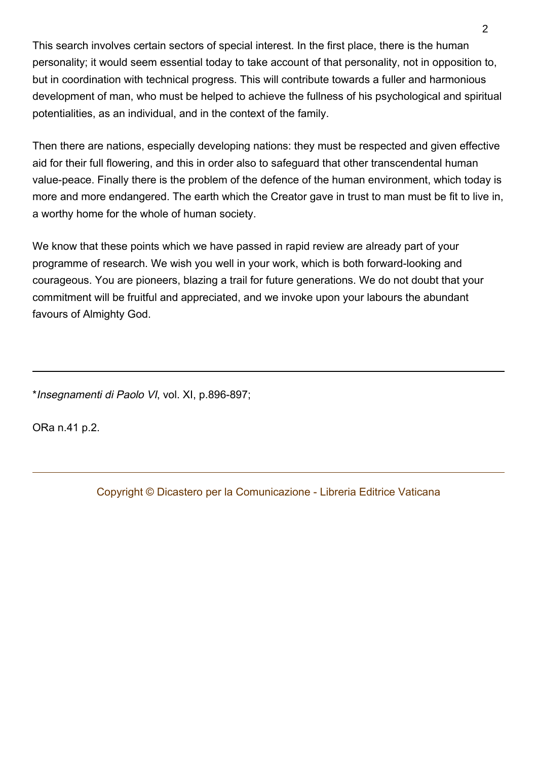This search involves certain sectors of special interest. In the first place, there is the human personality; it would seem essential today to take account of that personality, not in opposition to, but in coordination with technical progress. This will contribute towards a fuller and harmonious development of man, who must be helped to achieve the fullness of his psychological and spiritual potentialities, as an individual, and in the context of the family.

Then there are nations, especially developing nations: they must be respected and given effective aid for their full flowering, and this in order also to safeguard that other transcendental human value-peace. Finally there is the problem of the defence of the human environment, which today is more and more endangered. The earth which the Creator gave in trust to man must be fit to live in, a worthy home for the whole of human society.

We know that these points which we have passed in rapid review are already part of your programme of research. We wish you well in your work, which is both forward-looking and courageous. You are pioneers, blazing a trail for future generations. We do not doubt that your commitment will be fruitful and appreciated, and we invoke upon your labours the abundant favours of Almighty God.

---

\**Insegnamenti di Paolo VI*, vol. XI, p.896-897;

ORa n.41 p.2.

---

Copyright © Dicastero per la Comunicazione - Libreria Editrice Vaticana